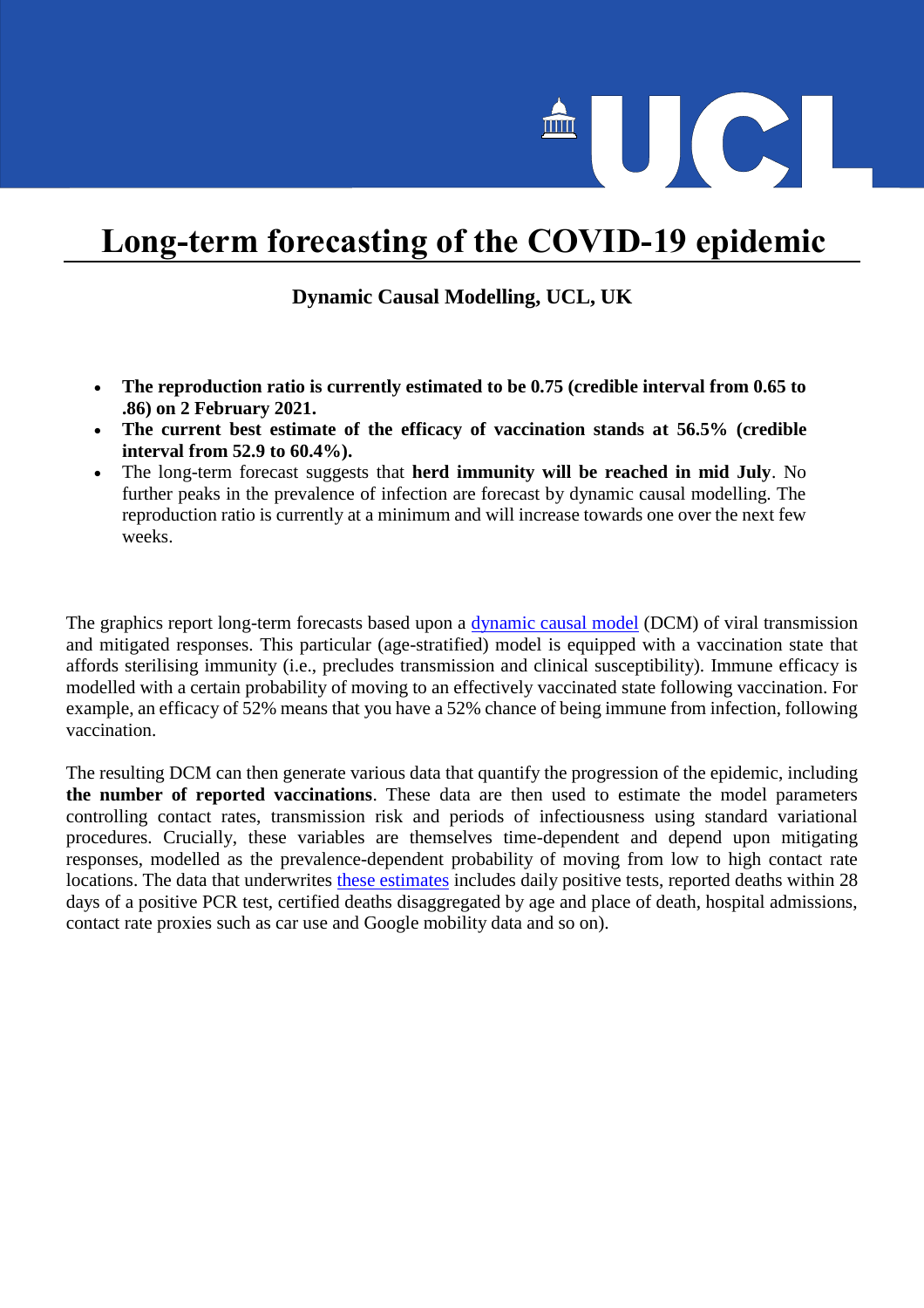# Long-term forecasting of the COVID-19 epidemic

**Dynamic Causal Modelling, UCL, UK**

- **The reproduction ratio is currently estimated to be 0.75 (credible interval from 0.65 to .86) on 2 February 2021.**
- **The current best estimate of the efficacy of vaccination stands at 56.5% (credible interval from 52.9 to 60.4%).**
- The long-term forecast suggests that **herd immunity will be reached in mid July**. No further peaks in the prevalence of infection are forecast by dynamic causal modelling. The reproduction ratio is currently at a minimum and will increase towards one over the next few weeks.

The graphics report long-term forecasts based upon a dynamic causal model (DCM) of viral transmission and mitigated responses. This particular (age-stratified) model is equipped with a vaccination state that affords sterilising immunity (i.e., precludes transmission and clinical susceptibility). Immune efficacy is modelled with a certain probability of moving to an effectively vaccinated state following vaccination. For example, an efficacy of 52% means that you have a 52% chance of being immune from infection, following vaccination.

The resulting DCM can then generate various data that quantify the progression of the epidemic, including **the number of reported vaccinations**. These data are then used to estimate the model parameters controlling contact rates, transmission risk and periods of infectiousness using standard variational procedures. Crucially, these variables are themselves time-dependent and depend upon mitigating responses, modelled as the prevalence-dependent probability of moving from low to high contact rate locations. The data that underwrites these estimates includes daily positive tests, reported deaths within 28 days of a positive PCR test, certified deaths disaggregated by age and place of death, hospital admissions, contact rate proxies such as car use and Google mobility data and so on).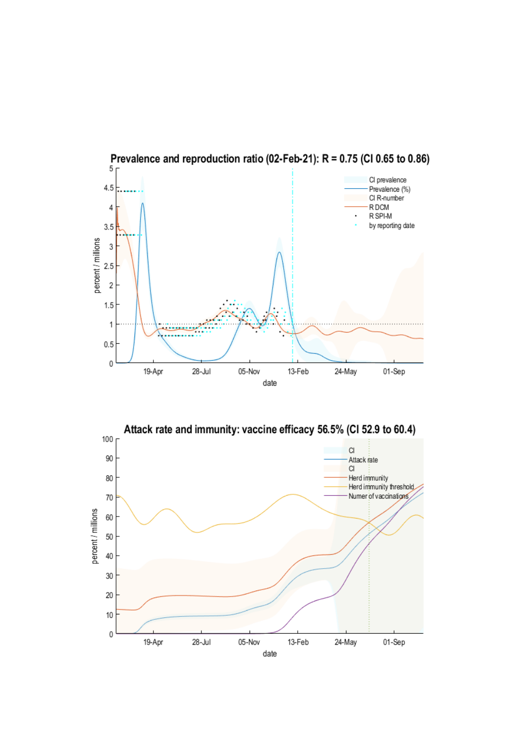**Prevalence and reproduction ratio (02-Feb-21): R = 0.75 (CI 0.65 to 0.86)**

- CI prevalence
- Prevalence (%)
- CI R-number
- R DCM
- R SPI-M
- by reporting date

percent / millions

date

19-Apr, 28-Jul, 05-Nov, 13-Feb, 24-May, 01-Sep

**Attack rate and immunity: vaccine efficacy 56.5% (CI 52.9 to 60.4)**

- CI
- Attack rate
- CI
- Herd immunity
- Herd immunity threshold
- Numer of vaccinations

percent / millions

date

19-Apr, 28-Jul, 05-Nov, 13-Feb, 24-May, 01-Sep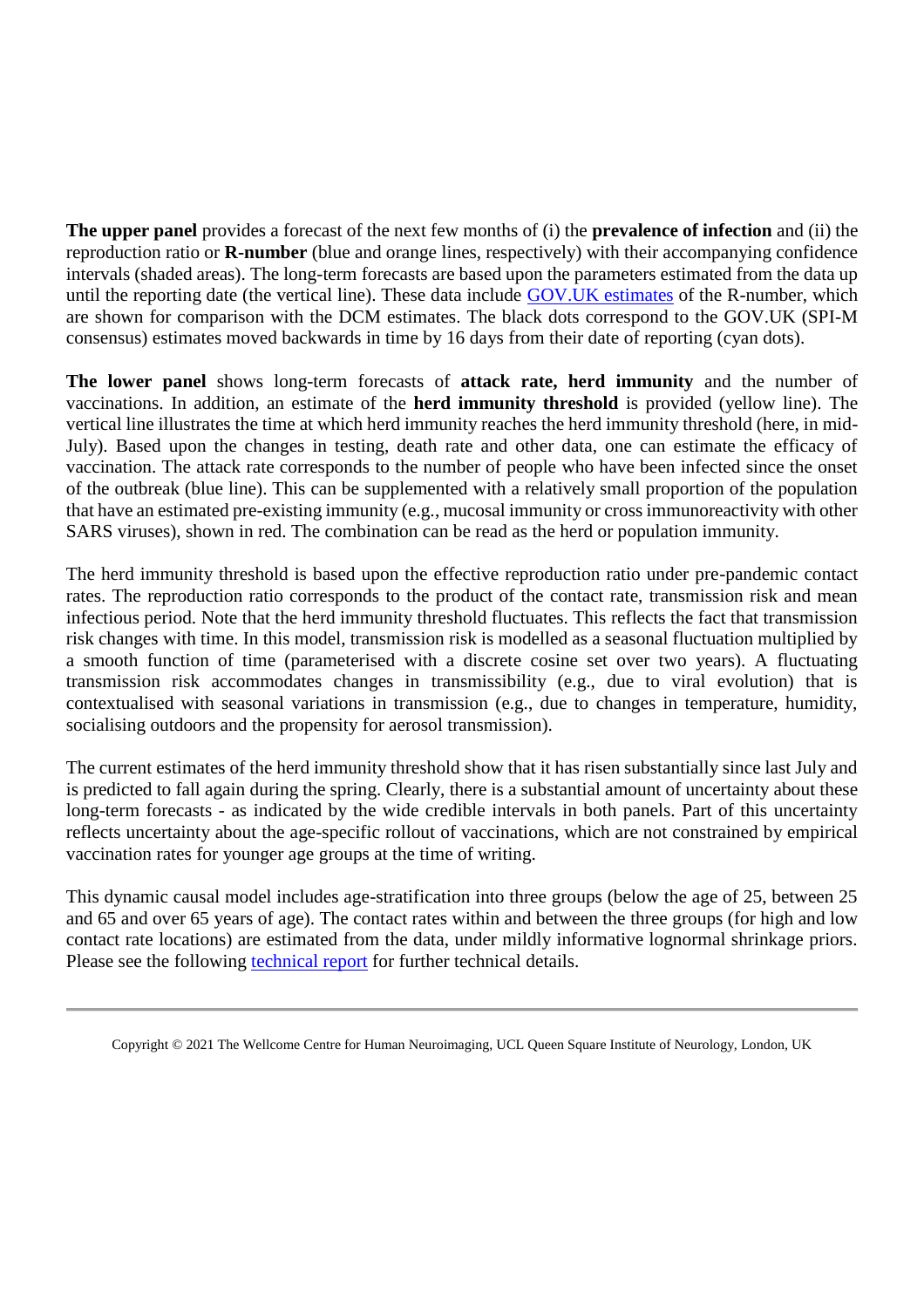**The upper panel** provides a forecast of the next few months of (i) the **prevalence of infection** and (ii) the reproduction ratio or **R-number** (blue and orange lines, respectively) with their accompanying confidence intervals (shaded areas). The long-term forecasts are based upon the parameters estimated from the data up until the reporting date (the vertical line). These data include [GOV.UK estimates](#) of the R-number, which are shown for comparison with the DCM estimates. The black dots correspond to the GOV.UK (SPI-M consensus) estimates moved backwards in time by 16 days from their date of reporting (cyan dots).

**The lower panel** shows long-term forecasts of **attack rate, herd immunity** and the number of vaccinations. In addition, an estimate of the **herd immunity threshold** is provided (yellow line). The vertical line illustrates the time at which herd immunity reaches the herd immunity threshold (here, in mid-July). Based upon the changes in testing, death rate and other data, one can estimate the efficacy of vaccination. The attack rate corresponds to the number of people who have been infected since the onset of the outbreak (blue line). This can be supplemented with a relatively small proportion of the population that have an estimated pre-existing immunity (e.g., mucosal immunity or cross immunoreactivity with other SARS viruses), shown in red. The combination can be read as the herd or population immunity.

The herd immunity threshold is based upon the effective reproduction ratio under pre-pandemic contact rates. The reproduction ratio corresponds to the product of the contact rate, transmission risk and mean infectious period. Note that the herd immunity threshold fluctuates. This reflects the fact that transmission risk changes with time. In this model, transmission risk is modelled as a seasonal fluctuation multiplied by a smooth function of time (parameterised with a discrete cosine set over two years). A fluctuating transmission risk accommodates changes in transmissibility (e.g., due to viral evolution) that is contextualised with seasonal variations in transmission (e.g., due to changes in temperature, humidity, socialising outdoors and the propensity for aerosol transmission).

The current estimates of the herd immunity threshold show that it has risen substantially since last July and is predicted to fall again during the spring. Clearly, there is a substantial amount of uncertainty about these long-term forecasts - as indicated by the wide credible intervals in both panels. Part of this uncertainty reflects uncertainty about the age-specific rollout of vaccinations, which are not constrained by empirical vaccination rates for younger age groups at the time of writing.

This dynamic causal model includes age-stratification into three groups (below the age of 25, between 25 and 65 and over 65 years of age). The contact rates within and between the three groups (for high and low contact rate locations) are estimated from the data, under mildly informative lognormal shrinkage priors. Please see the following [technical report](#) for further technical details.

---

Copyright © 2021 The Wellcome Centre for Human Neuroimaging, UCL Queen Square Institute of Neurology, London, UK